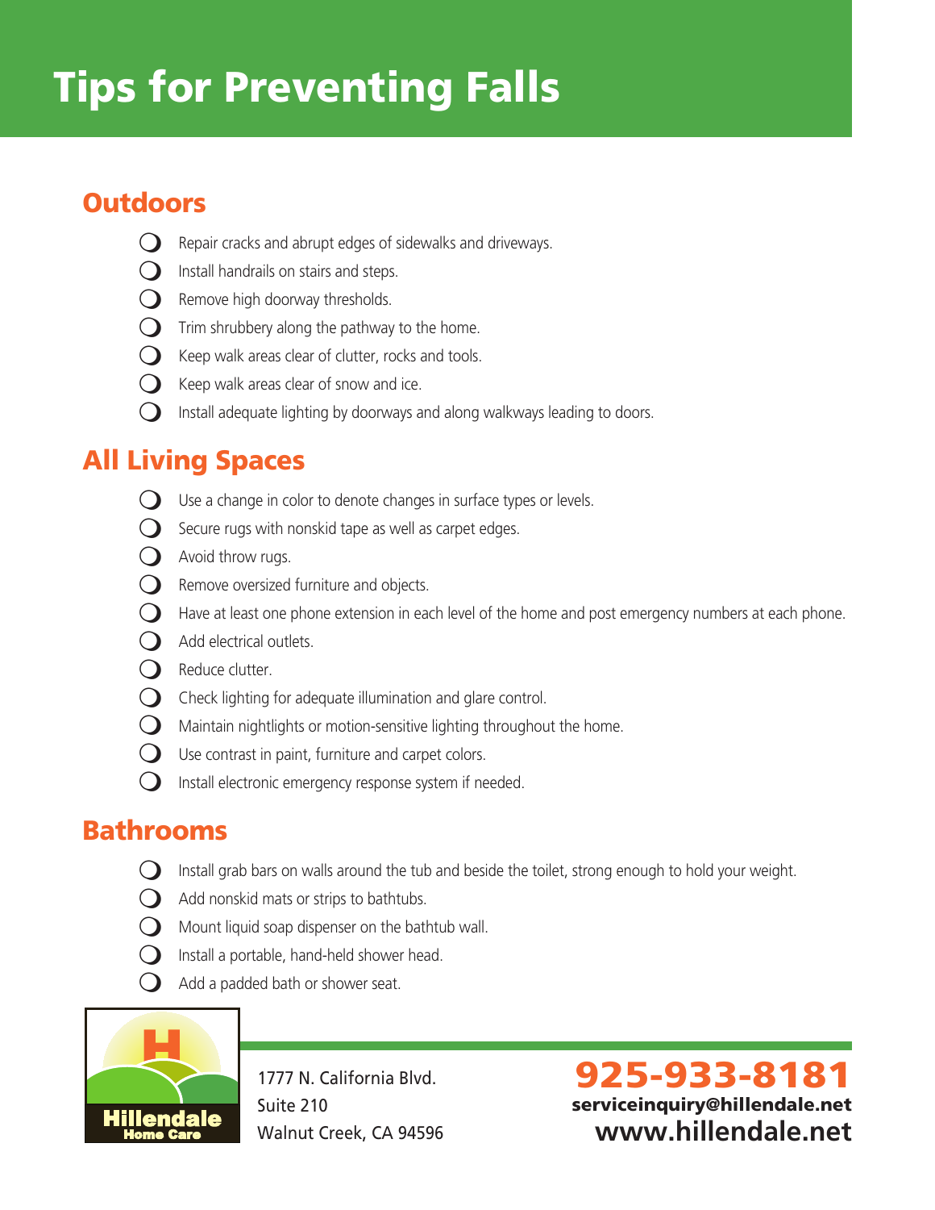# Tips for Preventing Falls

## Outdoors

- Repair cracks and abrupt edges of sidewalks and driveways.
- Install handrails on stairs and steps.
- Remove high doorway thresholds.
- Trim shrubbery along the pathway to the home.
- Keep walk areas clear of clutter, rocks and tools.
- Keep walk areas clear of snow and ice.
- Install adequate lighting by doorways and along walkways leading to doors.

## All Living Spaces

- Use a change in color to denote changes in surface types or levels.
- Secure rugs with nonskid tape as well as carpet edges.
- Avoid throw rugs.
- Remove oversized furniture and objects.
- Have at least one phone extension in each level of the home and post emergency numbers at each phone.
- Add electrical outlets.
- Reduce clutter.
- Check lighting for adequate illumination and glare control.
- Maintain nightlights or motion-sensitive lighting throughout the home.
- Use contrast in paint, furniture and carpet colors.
- Install electronic emergency response system if needed.

## Bathrooms

- Install grab bars on walls around the tub and beside the toilet, strong enough to hold your weight.
- Add nonskid mats or strips to bathtubs.
- Mount liquid soap dispenser on the bathtub wall.
- Install a portable, hand-held shower head.
- Add a padded bath or shower seat.

Hillendale Home Care

1777 N. California Blvd.
Suite 210
Walnut Creek, CA 94596

**925-933-8181**
**serviceinquiry@hillendale.net**
**www.hillendale.net**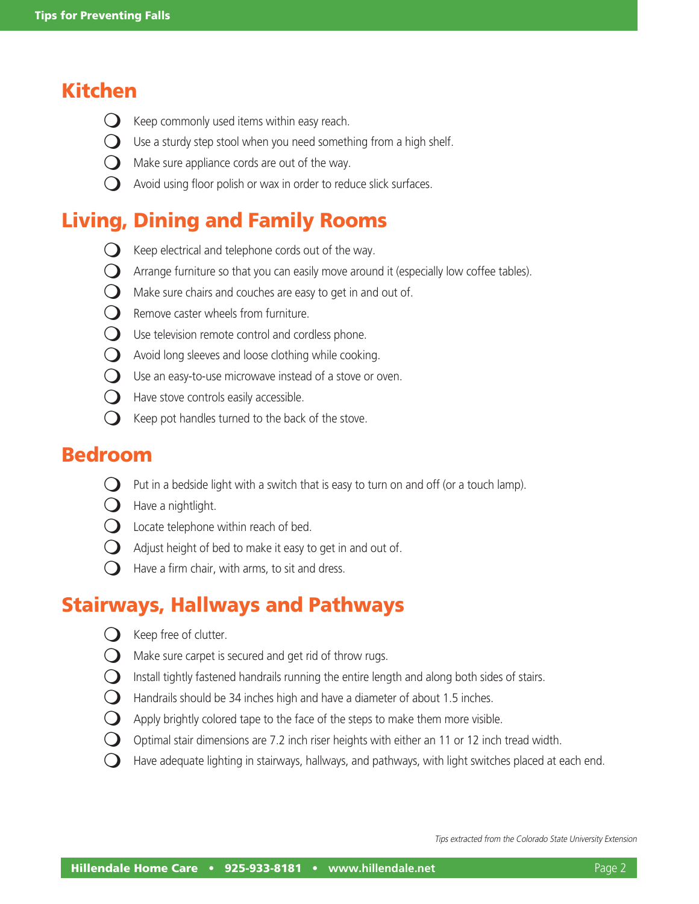## Kitchen

- Keep commonly used items within easy reach.
- Use a sturdy step stool when you need something from a high shelf.
- Make sure appliance cords are out of the way.
- Avoid using floor polish or wax in order to reduce slick surfaces.

## Living, Dining and Family Rooms

- Keep electrical and telephone cords out of the way.
- Arrange furniture so that you can easily move around it (especially low coffee tables).
- Make sure chairs and couches are easy to get in and out of.
- Remove caster wheels from furniture.
- Use television remote control and cordless phone.
- Avoid long sleeves and loose clothing while cooking.
- Use an easy-to-use microwave instead of a stove or oven.
- Have stove controls easily accessible.
- Keep pot handles turned to the back of the stove.

## Bedroom

- Put in a bedside light with a switch that is easy to turn on and off (or a touch lamp).
- Have a nightlight.
- Locate telephone within reach of bed.
- Adjust height of bed to make it easy to get in and out of.
- Have a firm chair, with arms, to sit and dress.

## Stairways, Hallways and Pathways

- Keep free of clutter.
- Make sure carpet is secured and get rid of throw rugs.
- Install tightly fastened handrails running the entire length and along both sides of stairs.
- Handrails should be 34 inches high and have a diameter of about 1.5 inches.
- Apply brightly colored tape to the face of the steps to make them more visible.
- Optimal stair dimensions are 7.2 inch riser heights with either an 11 or 12 inch tread width.
- Have adequate lighting in stairways, hallways, and pathways, with light switches placed at each end.

*Tips extracted from the Colorado State University Extension*

**Hillendale Home Care • 925-933-8181 • www.hillendale.net**